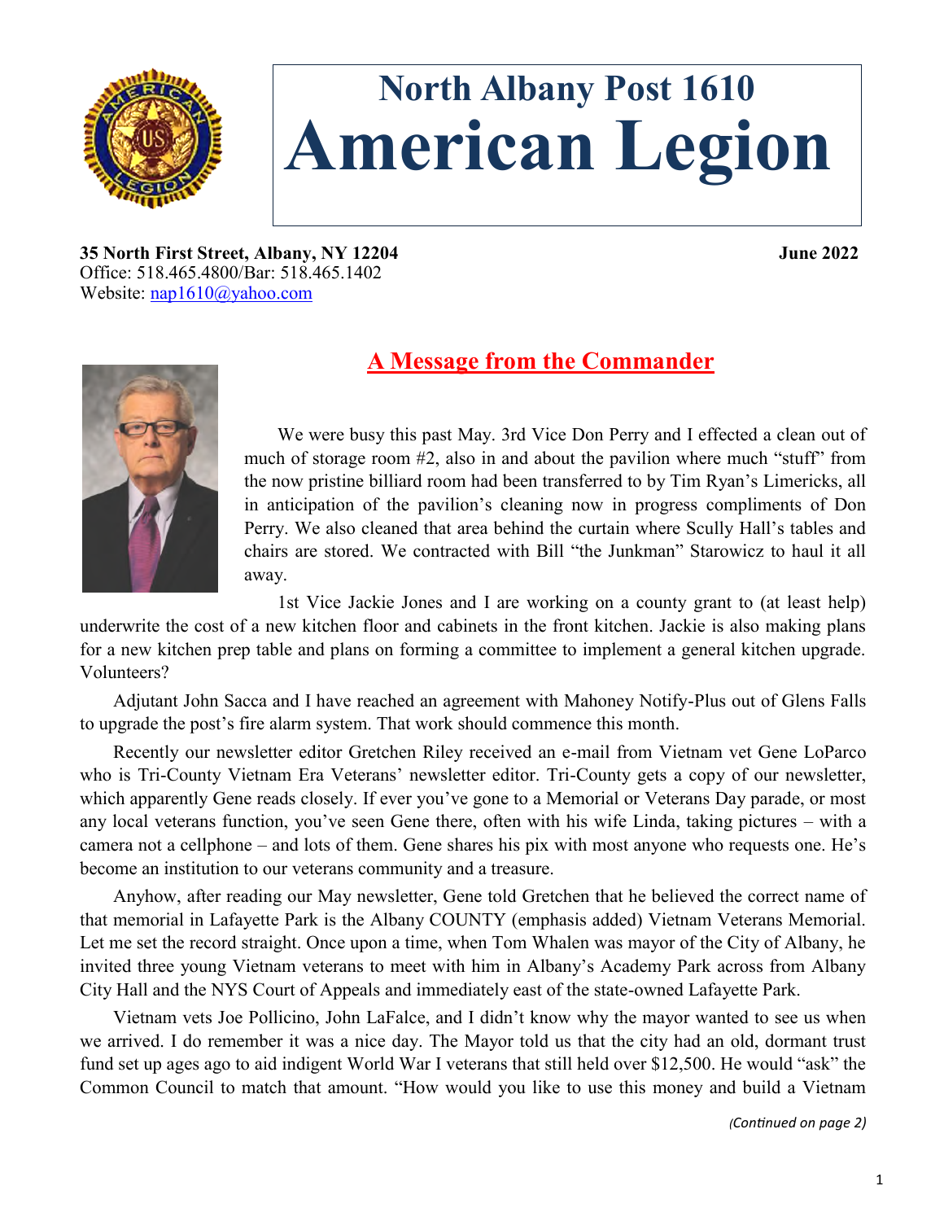# North Albany Post 1610
# American Legion

**35 North First Street, Albany, NY 12204** **June 2022**
Office: 518.465.4800/Bar: 518.465.1402
Website: nap1610@yahoo.com

## A Message from the Commander

We were busy this past May. 3rd Vice Don Perry and I effected a clean out of much of storage room #2, also in and about the pavilion where much "stuff" from the now pristine billiard room had been transferred to by Tim Ryan's Limericks, all in anticipation of the pavilion's cleaning now in progress compliments of Don Perry. We also cleaned that area behind the curtain where Scully Hall's tables and chairs are stored. We contracted with Bill "the Junkman" Starowicz to haul it all away.

1st Vice Jackie Jones and I are working on a county grant to (at least help) underwrite the cost of a new kitchen floor and cabinets in the front kitchen. Jackie is also making plans for a new kitchen prep table and plans on forming a committee to implement a general kitchen upgrade. Volunteers?

Adjutant John Sacca and I have reached an agreement with Mahoney Notify-Plus out of Glens Falls to upgrade the post's fire alarm system. That work should commence this month.

Recently our newsletter editor Gretchen Riley received an e-mail from Vietnam vet Gene LoParco who is Tri-County Vietnam Era Veterans' newsletter editor. Tri-County gets a copy of our newsletter, which apparently Gene reads closely. If ever you've gone to a Memorial or Veterans Day parade, or most any local veterans function, you've seen Gene there, often with his wife Linda, taking pictures – with a camera not a cellphone – and lots of them. Gene shares his pix with most anyone who requests one. He's become an institution to our veterans community and a treasure.

Anyhow, after reading our May newsletter, Gene told Gretchen that he believed the correct name of that memorial in Lafayette Park is the Albany COUNTY (emphasis added) Vietnam Veterans Memorial. Let me set the record straight. Once upon a time, when Tom Whalen was mayor of the City of Albany, he invited three young Vietnam veterans to meet with him in Albany's Academy Park across from Albany City Hall and the NYS Court of Appeals and immediately east of the state-owned Lafayette Park.

Vietnam vets Joe Pollicino, John LaFalce, and I didn't know why the mayor wanted to see us when we arrived. I do remember it was a nice day. The Mayor told us that the city had an old, dormant trust fund set up ages ago to aid indigent World War I veterans that still held over $12,500. He would "ask" the Common Council to match that amount. "How would you like to use this money and build a Vietnam

*(Continued on page 2)*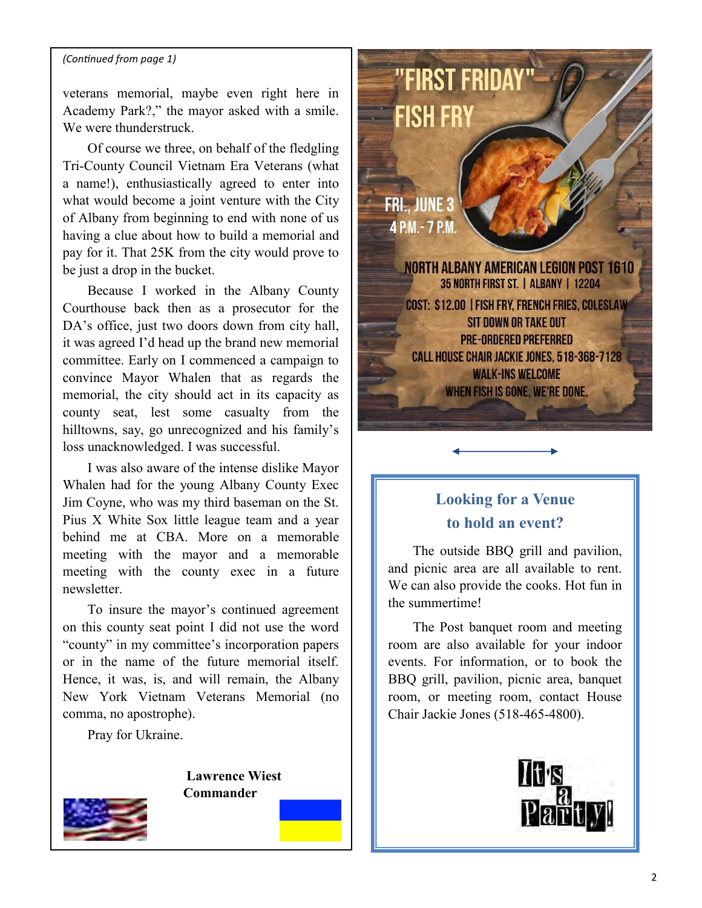*(Continued from page 1)*

veterans memorial, maybe even right here in Academy Park?," the mayor asked with a smile. We were thunderstruck.

Of course we three, on behalf of the fledgling Tri-County Council Vietnam Era Veterans (what a name!), enthusiastically agreed to enter into what would become a joint venture with the City of Albany from beginning to end with none of us having a clue about how to build a memorial and pay for it. That 25K from the city would prove to be just a drop in the bucket.

Because I worked in the Albany County Courthouse back then as a prosecutor for the DA's office, just two doors down from city hall, it was agreed I'd head up the brand new memorial committee. Early on I commenced a campaign to convince Mayor Whalen that as regards the memorial, the city should act in its capacity as county seat, lest some casualty from the hilltowns, say, go unrecognized and his family's loss unacknowledged. I was successful.

I was also aware of the intense dislike Mayor Whalen had for the young Albany County Exec Jim Coyne, who was my third baseman on the St. Pius X White Sox little league team and a year behind me at CBA. More on a memorable meeting with the mayor and a memorable meeting with the county exec in a future newsletter.

To insure the mayor's continued agreement on this county seat point I did not use the word "county" in my committee's incorporation papers or in the name of the future memorial itself. Hence, it was, is, and will remain, the Albany New York Vietnam Veterans Memorial (no comma, no apostrophe).

Pray for Ukraine.

**Lawrence Wiest**
**Commander**

# "FIRST FRIDAY" FISH FRY

FRI., JUNE 3
4 P.M. - 7 P.M.

NORTH ALBANY AMERICAN LEGION POST 1610
35 NORTH FIRST ST. | ALBANY | 12204

COST: $12.00 | FISH FRY, FRENCH FRIES, COLESLAW
SIT DOWN OR TAKE OUT
PRE-ORDERED PREFERRED
CALL HOUSE CHAIR JACKIE JONES, 518-368-7128
WALK-INS WELCOME
WHEN FISH IS GONE, WE'RE DONE.

## Looking for a Venue to hold an event?

The outside BBQ grill and pavilion, and picnic area are all available to rent. We can also provide the cooks. Hot fun in the summertime!

The Post banquet room and meeting room are also available for your indoor events. For information, or to book the BBQ grill, pavilion, picnic area, banquet room, or meeting room, contact House Chair Jackie Jones (518-465-4800).

It's a Party!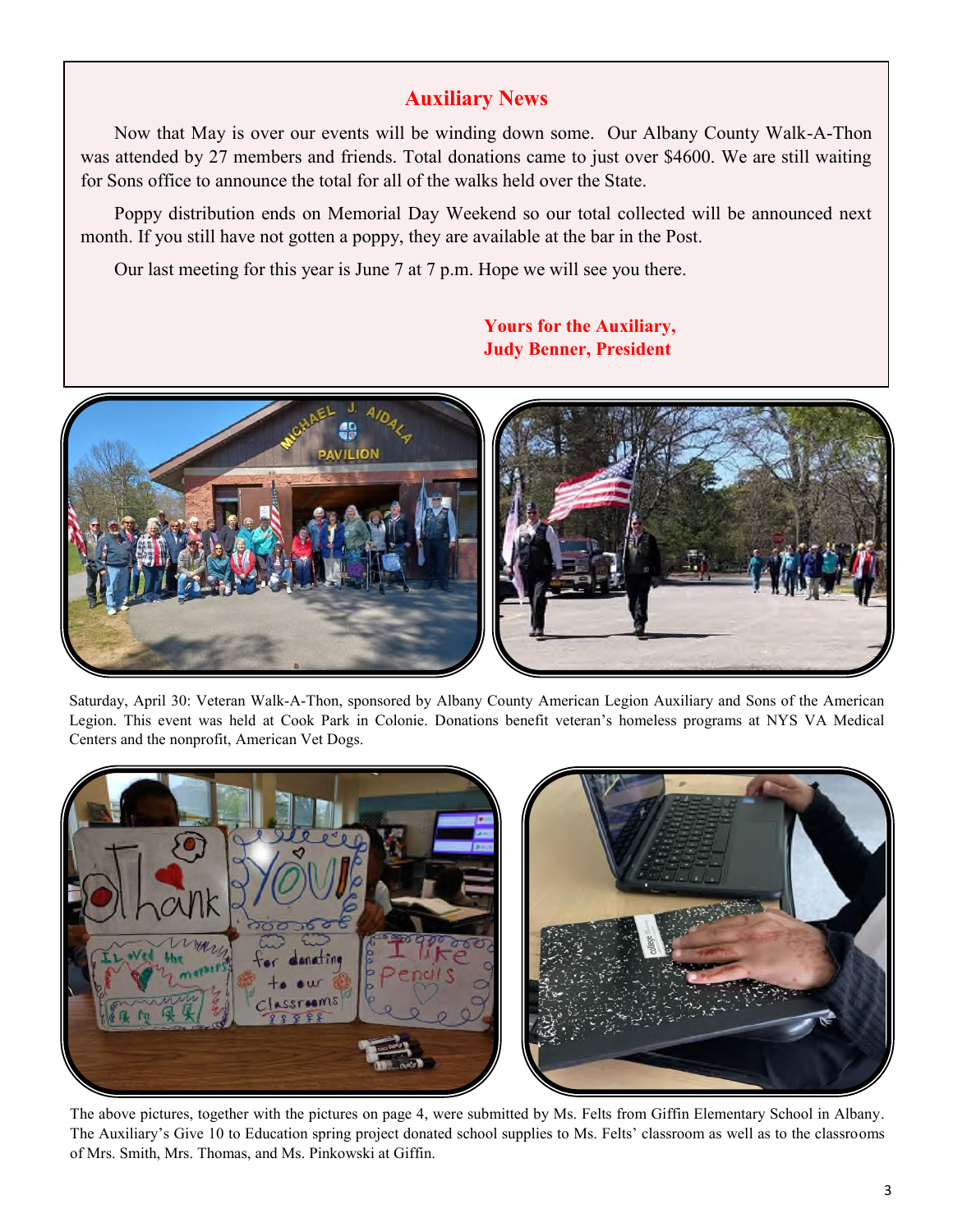## Auxiliary News

Now that May is over our events will be winding down some. Our Albany County Walk-A-Thon was attended by 27 members and friends. Total donations came to just over $4600. We are still waiting for Sons office to announce the total for all of the walks held over the State.

Poppy distribution ends on Memorial Day Weekend so our total collected will be announced next month. If you still have not gotten a poppy, they are available at the bar in the Post.

Our last meeting for this year is June 7 at 7 p.m. Hope we will see you there.

**Yours for the Auxiliary,**
**Judy Benner, President**

Saturday, April 30: Veteran Walk-A-Thon, sponsored by Albany County American Legion Auxiliary and Sons of the American Legion. This event was held at Cook Park in Colonie. Donations benefit veteran's homeless programs at NYS VA Medical Centers and the nonprofit, American Vet Dogs.

The above pictures, together with the pictures on page 4, were submitted by Ms. Felts from Giffin Elementary School in Albany. The Auxiliary's Give 10 to Education spring project donated school supplies to Ms. Felts' classroom as well as to the classrooms of Mrs. Smith, Mrs. Thomas, and Ms. Pinkowski at Giffin.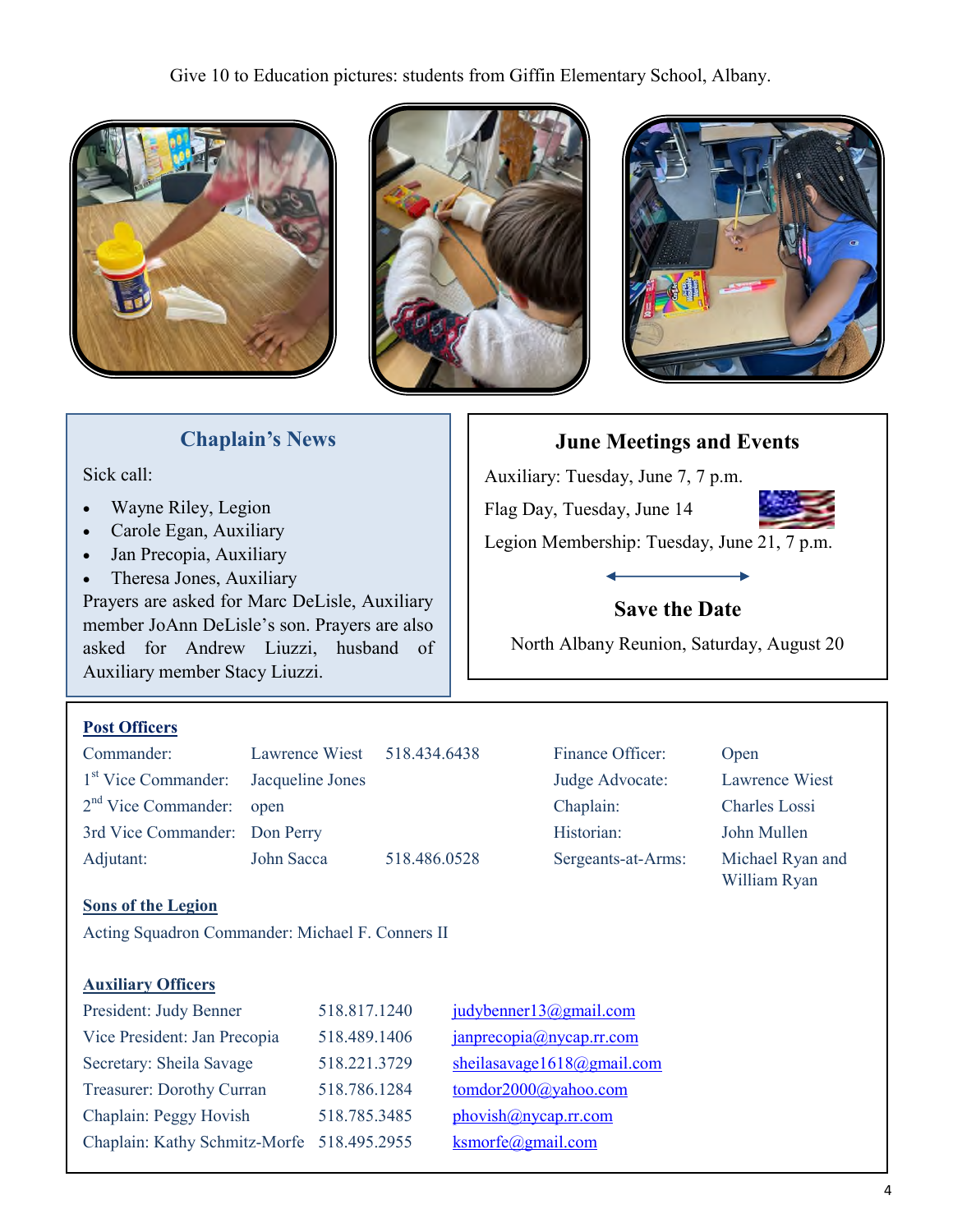Give 10 to Education pictures: students from Giffin Elementary School, Albany.

## Chaplain's News

Sick call:

- Wayne Riley, Legion
- Carole Egan, Auxiliary
- Jan Precopia, Auxiliary
- Theresa Jones, Auxiliary

Prayers are asked for Marc DeLisle, Auxiliary member JoAnn DeLisle's son. Prayers are also asked for Andrew Liuzzi, husband of Auxiliary member Stacy Liuzzi.

## June Meetings and Events

Auxiliary: Tuesday, June 7, 7 p.m.

Flag Day, Tuesday, June 14

Legion Membership: Tuesday, June 21, 7 p.m.

### Save the Date

North Albany Reunion, Saturday, August 20

**Post Officers**

| | | | | |
|---|---|---|---|---|
| Commander: | Lawrence Wiest | 518.434.6438 | Finance Officer: | Open |
| 1st Vice Commander: | Jacqueline Jones | | Judge Advocate: | Lawrence Wiest |
| 2nd Vice Commander: | open | | Chaplain: | Charles Lossi |
| 3rd Vice Commander: | Don Perry | | Historian: | John Mullen |
| Adjutant: | John Sacca | 518.486.0528 | Sergeants-at-Arms: | Michael Ryan and William Ryan |

**Sons of the Legion**

Acting Squadron Commander: Michael F. Conners II

**Auxiliary Officers**

| | | |
|---|---|---|
| President: Judy Benner | 518.817.1240 | judybenner13@gmail.com |
| Vice President: Jan Precopia | 518.489.1406 | janprecopia@nycap.rr.com |
| Secretary: Sheila Savage | 518.221.3729 | sheilasavage1618@gmail.com |
| Treasurer: Dorothy Curran | 518.786.1284 | tomdor2000@yahoo.com |
| Chaplain: Peggy Hovish | 518.785.3485 | phovish@nycap.rr.com |
| Chaplain: Kathy Schmitz-Morfe | 518.495.2955 | ksmorfe@gmail.com |